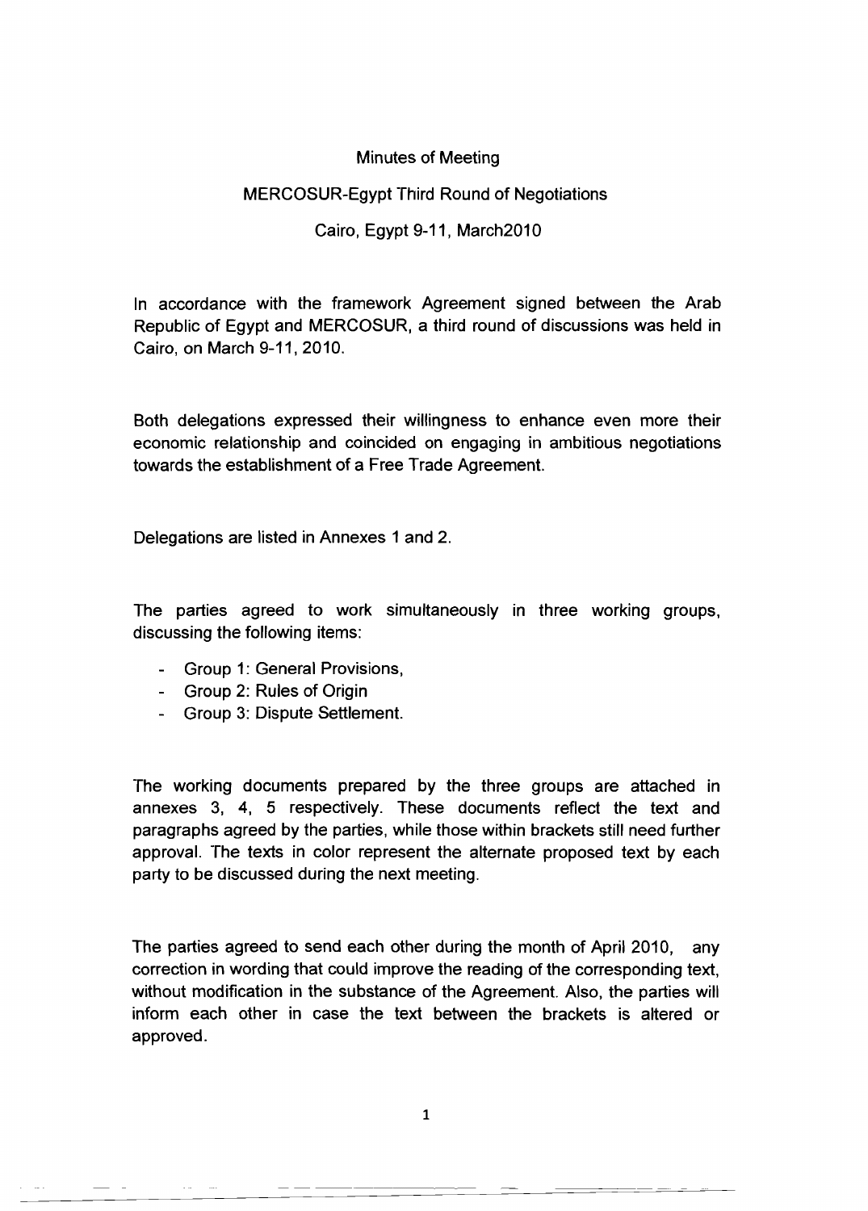# Minutes of Meeting

## MERCOSUR-Egypt Third Round of Negotiations

### Cairo, Egypt 9-11, March2010

In accordance with the framework Agreement signed between the Arab Republic of Egypt and MERCOSUR, a third round of discussions was held in Cairo, on March 9-11, 2010.

Both delegations expressed their willingness to enhance even more their economic relationship and coincided on engaging in ambitious negotiations towards the establishment of a Free Trade Agreement.

Delegations are listed in Annexes 1 and 2.

The parties agreed to work simultaneously in three working groups, discussing the following items:

- Group 1: General Provisions,
- Group 2: Rules of Origin
- Group 3: Dispute Settlement.

The working documents prepared by the three groups are attached in annexes 3, 4, 5 respectively. These documents reflect the text and paragraphs agreed by the parties, while those within brackets still need further approval. The texts in color represent the alternate proposed text by each party to be discussed during the next meeting.

The parties agreed to send each other during the month of April 2010, any correction in wording that could improve the reading of the corresponding text, without modification in the substance of the Agreement. Also, the parties will inform each other in case the text between the brackets is altered or approved.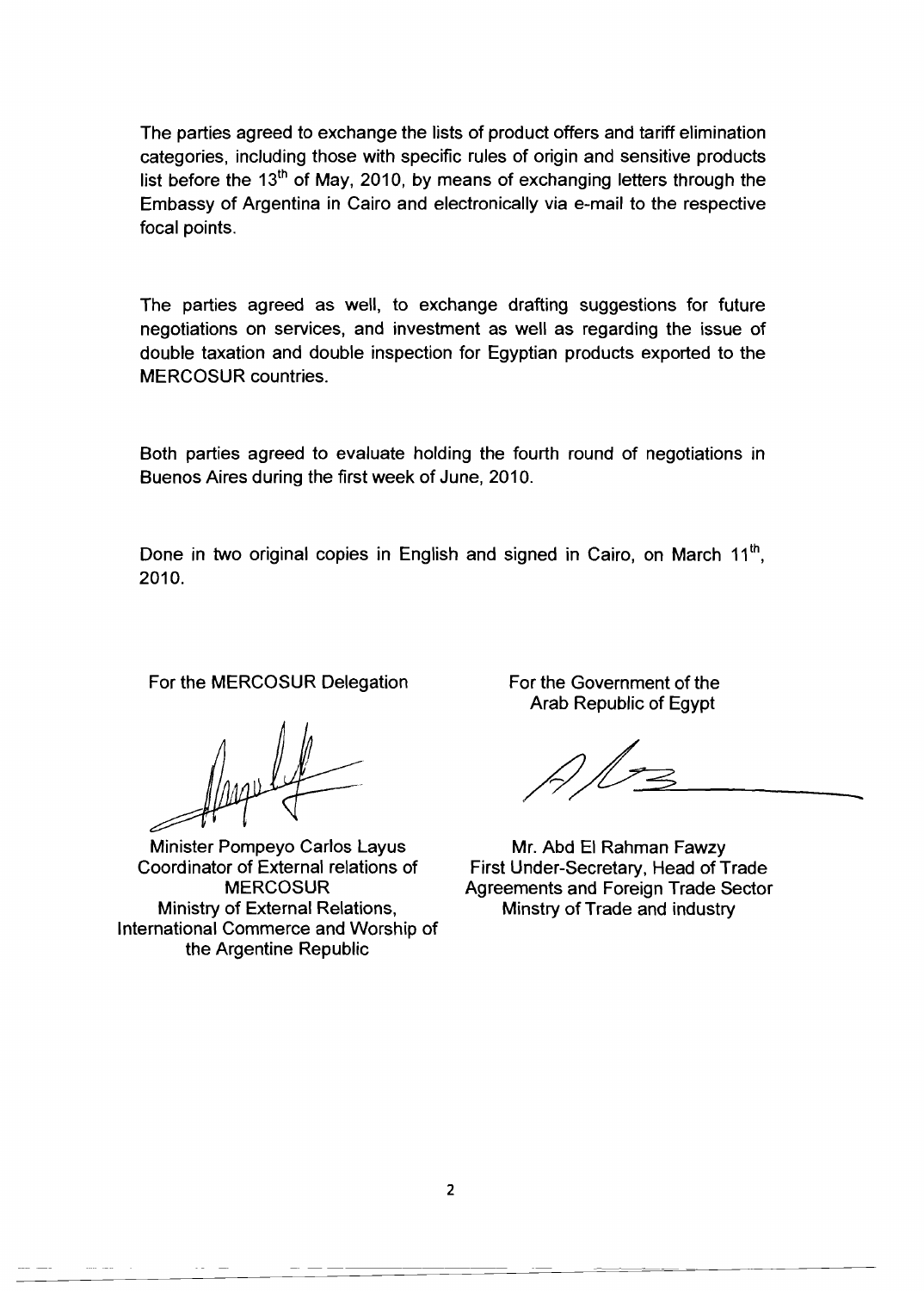The parties agreed to exchange the lists of product offers and tariff elimination categories, including those with specific rules of origin and sensitive products list before the 13th of May, 2010, by means of exchanging letters through the Embassy of Argentina in Cairo and electronically via e-mail to the respective focal points.

The parties agreed as well, to exchange drafting suggestions for future negotiations on services, and investment as well as regarding the issue of double taxation and double inspection for Egyptian products exported to the MERCOSUR countries.

Both parties agreed to evaluate holding the fourth round of negotiations in Buenos Aires during the first week of June, 2010.

Done in two original copies in English and signed in Cairo, on March 11th, 2010.

For the MERCOSUR Delegation

Minister Pompeyo Carlos Layus
Coordinator of External relations of MERCOSUR
Ministry of External Relations, International Commerce and Worship of the Argentine Republic

For the Government of the Arab Republic of Egypt

Mr. Abd El Rahman Fawzy
First Under-Secretary, Head of Trade Agreements and Foreign Trade Sector
Minstry of Trade and industry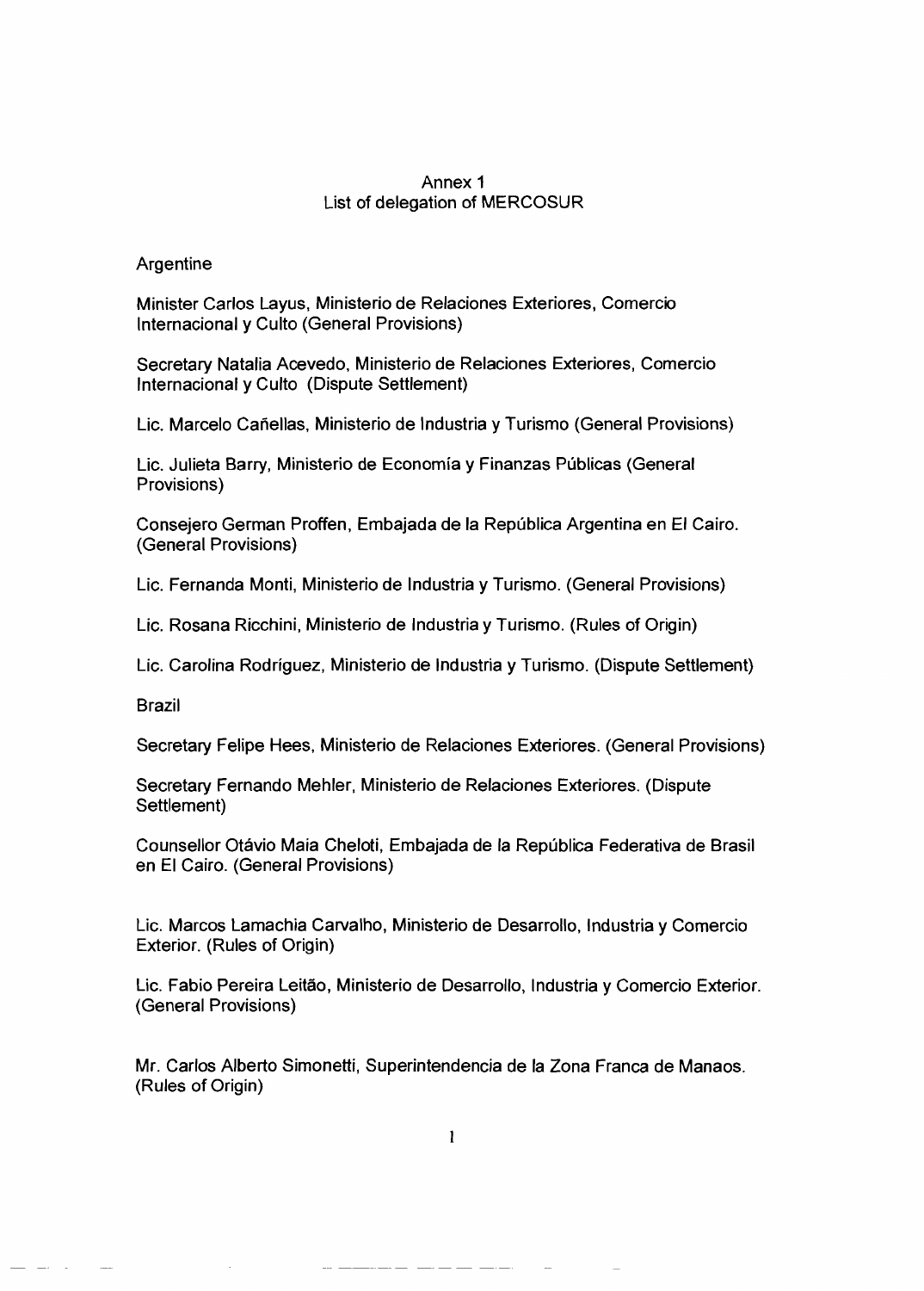# Annex 1

## List of delegation of MERCOSUR

### Argentine

Minister Carlos Layus, Ministerio de Relaciones Exteriores, Comercio Internacional y Culto (General Provisions)

Secretary Natalia Acevedo, Ministerio de Relaciones Exteriores, Comercio Internacional y Culto (Dispute Settlement)

Lic. Marcelo Cañellas, Ministerio de Industria y Turismo (General Provisions)

Lic. Julieta Barry, Ministerio de Economía y Finanzas Públicas (General Provisions)

Consejero German Proffen, Embajada de la República Argentina en El Cairo. (General Provisions)

Lic. Fernanda Monti, Ministerio de Industria y Turismo. (General Provisions)

Lic. Rosana Ricchini, Ministerio de Industria y Turismo. (Rules of Origin)

Lic. Carolina Rodríguez, Ministerio de Industria y Turismo. (Dispute Settlement)

### Brazil

Secretary Felipe Hees, Ministerio de Relaciones Exteriores. (General Provisions)

Secretary Fernando Mehler, Ministerio de Relaciones Exteriores. (Dispute Settlement)

Counsellor Otávio Maia Cheloti, Embajada de la República Federativa de Brasil en El Cairo. (General Provisions)

Lic. Marcos Lamachia Carvalho, Ministerio de Desarrollo, Industria y Comercio Exterior. (Rules of Origin)

Lic. Fabio Pereira Leitão, Ministerio de Desarrollo, Industria y Comercio Exterior. (General Provisions)

Mr. Carlos Alberto Simonetti, Superintendencia de la Zona Franca de Manaos. (Rules of Origin)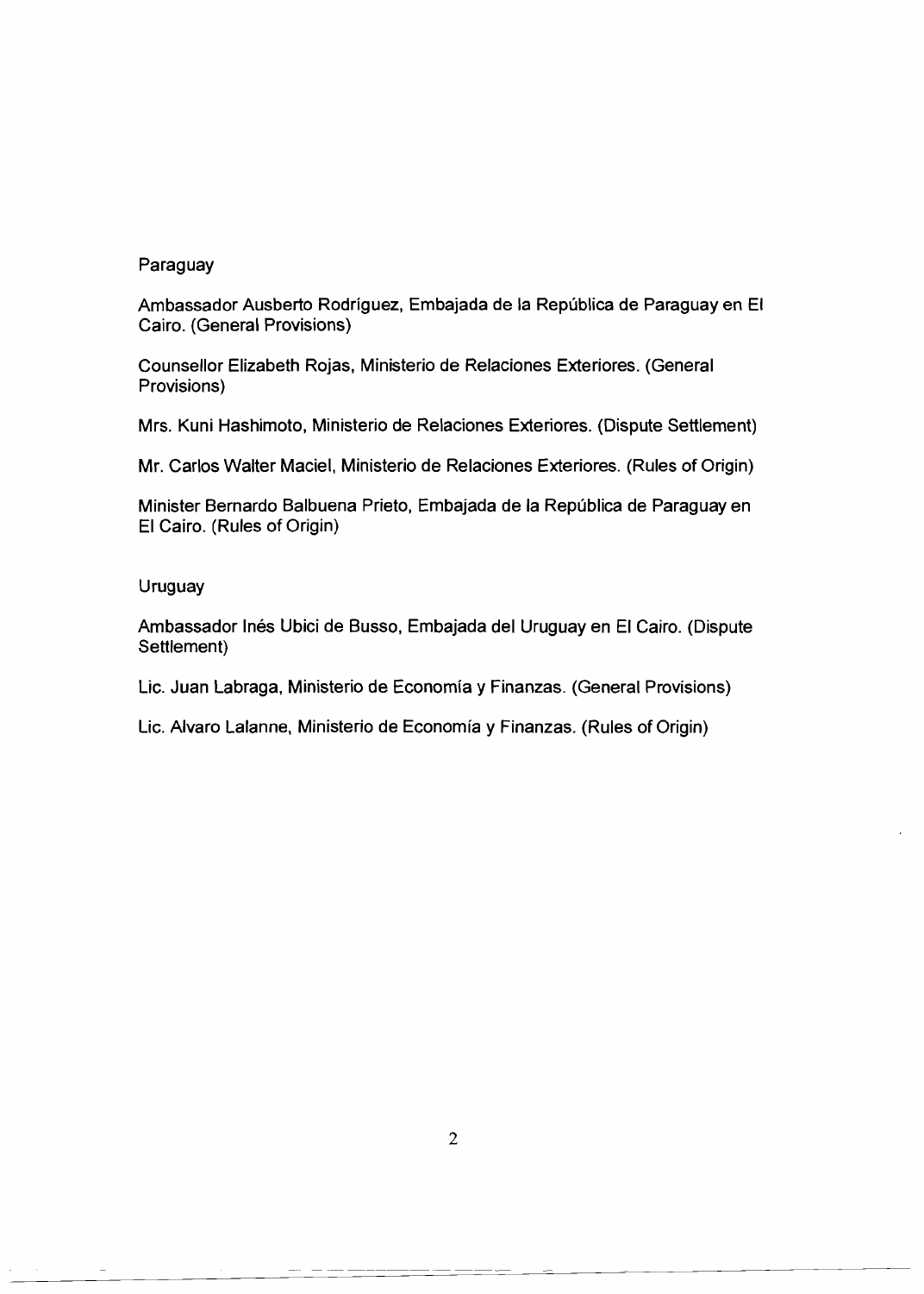Paraguay

Ambassador Ausberto Rodríguez, Embajada de la República de Paraguay en El Cairo. (General Provisions)

Counsellor Elizabeth Rojas, Ministerio de Relaciones Exteriores. (General Provisions)

Mrs. Kuni Hashimoto, Ministerio de Relaciones Exteriores. (Dispute Settlement)

Mr. Carlos Walter Maciel, Ministerio de Relaciones Exteriores. (Rules of Origin)

Minister Bernardo Balbuena Prieto, Embajada de la República de Paraguay en El Cairo. (Rules of Origin)

Uruguay

Ambassador Inés Ubici de Busso, Embajada del Uruguay en El Cairo. (Dispute Settlement)

Lic. Juan Labraga, Ministerio de Economía y Finanzas. (General Provisions)

Lic. Alvaro Lalanne, Ministerio de Economía y Finanzas. (Rules of Origin)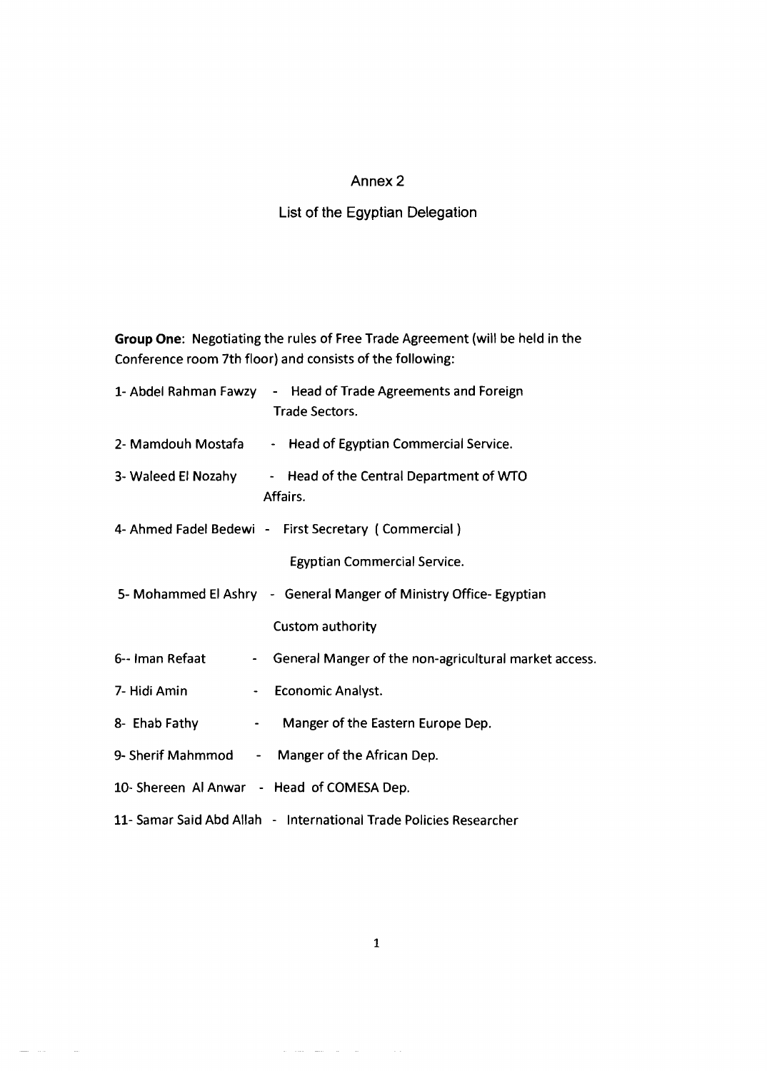# Annex 2

## List of the Egyptian Delegation

**Group One**: Negotiating the rules of Free Trade Agreement (will be held in the Conference room 7th floor) and consists of the following:

1- Abdel Rahman Fawzy - Head of Trade Agreements and Foreign Trade Sectors.

2- Mamdouh Mostafa - Head of Egyptian Commercial Service.

3- Waleed El Nozahy - Head of the Central Department of WTO Affairs.

4- Ahmed Fadel Bedewi - First Secretary ( Commercial ) Egyptian Commercial Service.

5- Mohammed El Ashry - General Manger of Ministry Office- Egyptian Custom authority

6-- Iman Refaat - General Manger of the non-agricultural market access.

7- Hidi Amin - Economic Analyst.

8- Ehab Fathy - Manger of the Eastern Europe Dep.

9- Sherif Mahmmod - Manger of the African Dep.

10- Shereen Al Anwar - Head of COMESA Dep.

11- Samar Said Abd Allah - International Trade Policies Researcher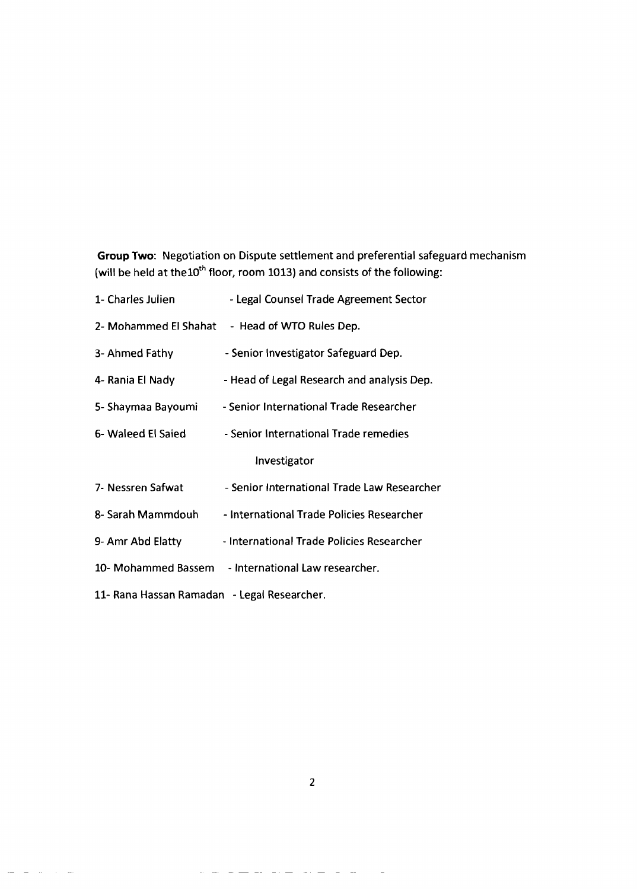**Group Two**: Negotiation on Dispute settlement and preferential safeguard mechanism (will be held at the10th floor, room 1013) and consists of the following:

1- Charles Julien - Legal Counsel Trade Agreement Sector

2- Mohammed El Shahat - Head of WTO Rules Dep.

3- Ahmed Fathy - Senior Investigator Safeguard Dep.

4- Rania El Nady - Head of Legal Research and analysis Dep.

5- Shaymaa Bayoumi - Senior International Trade Researcher

6- Waleed El Saied - Senior International Trade remedies Investigator

7- Nessren Safwat - Senior International Trade Law Researcher

8- Sarah Mammdouh - International Trade Policies Researcher

9- Amr Abd Elatty - International Trade Policies Researcher

10- Mohammed Bassem - International Law researcher.

11- Rana Hassan Ramadan - Legal Researcher.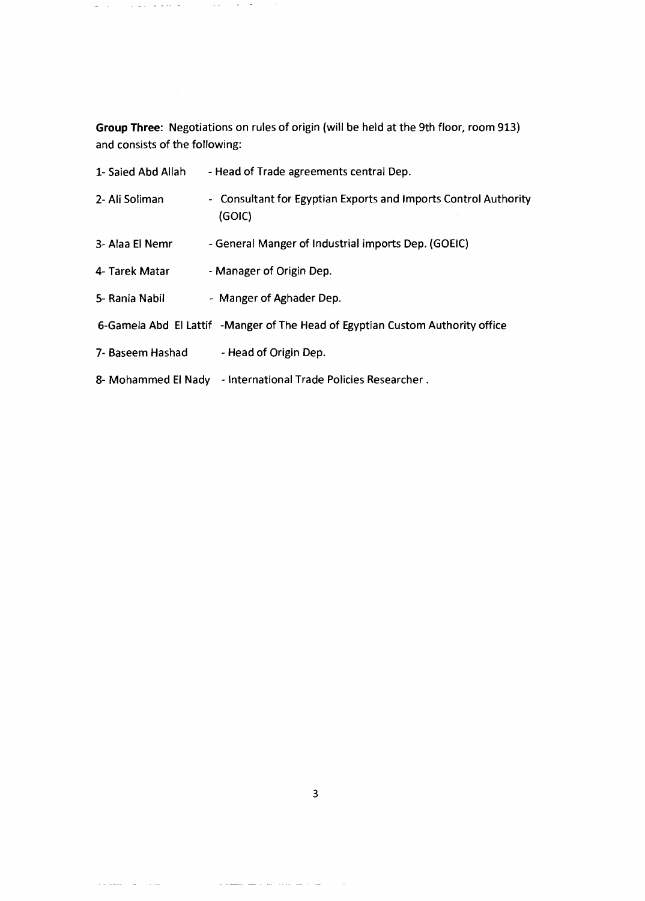**Group Three**: Negotiations on rules of origin (will be held at the 9th floor, room 913) and consists of the following:

1- Saied Abd Allah - Head of Trade agreements central Dep.

2- Ali Soliman - Consultant for Egyptian Exports and Imports Control Authority (GOIC)

3- Alaa El Nemr - General Manger of Industrial imports Dep. (GOEIC)

4- Tarek Matar - Manager of Origin Dep.

5- Rania Nabil - Manger of Aghader Dep.

6-Gamela Abd El Lattif -Manger of The Head of Egyptian Custom Authority office

7- Baseem Hashad - Head of Origin Dep.

8- Mohammed El Nady - International Trade Policies Researcher .